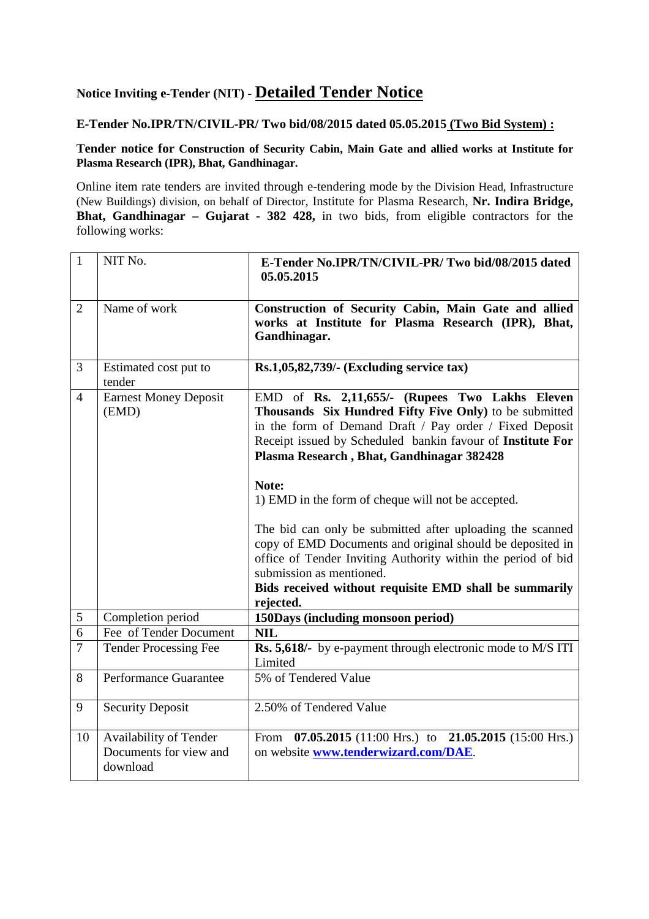# Notice Inviting e-Tender (NIT) - <u>Detailed Tender Notice</u>

**E-Tender No.IPR/TN/CIVIL-PR/ Two bid/08/2015 dated 05.05.2015 <u>(Two Bid System) :</u>**

**Tender notice for Construction of Security Cabin, Main Gate and allied works at Institute for Plasma Research (IPR), Bhat, Gandhinagar.**

Online item rate tenders are invited through e-tendering mode by the Division Head, Infrastructure (New Buildings) division, on behalf of Director, Institute for Plasma Research, **Nr. Indira Bridge, Bhat, Gandhinagar – Gujarat - 382 428,** in two bids, from eligible contractors for the following works:

| | | |
|---|---|---|
| 1 | NIT No. | **E-Tender No.IPR/TN/CIVIL-PR/ Two bid/08/2015 dated 05.05.2015** |
| 2 | Name of work | **Construction of Security Cabin, Main Gate and allied works at Institute for Plasma Research (IPR), Bhat, Gandhinagar.** |
| 3 | Estimated cost put to tender | **Rs.1,05,82,739/- (Excluding service tax)** |
| 4 | Earnest Money Deposit (EMD) | EMD of **Rs. 2,11,655/- (Rupees Two Lakhs Eleven Thousands Six Hundred Fifty Five Only)** to be submitted in the form of Demand Draft / Pay order / Fixed Deposit Receipt issued by Scheduled bankin favour of **Institute For Plasma Research , Bhat, Gandhinagar 382428**<br><br>**Note:**<br>1) EMD in the form of cheque will not be accepted.<br><br>The bid can only be submitted after uploading the scanned copy of EMD Documents and original should be deposited in office of Tender Inviting Authority within the period of bid submission as mentioned.<br>**Bids received without requisite EMD shall be summarily rejected.** |
| 5 | Completion period | **150Days (including monsoon period)** |
| 6 | Fee of Tender Document | **NIL** |
| 7 | Tender Processing Fee | **Rs. 5,618/-** by e-payment through electronic mode to M/S ITI Limited |
| 8 | Performance Guarantee | 5% of Tendered Value |
| 9 | Security Deposit | 2.50% of Tendered Value |
| 10 | Availability of Tender Documents for view and download | From **07.05.2015** (11:00 Hrs.) to **21.05.2015** (15:00 Hrs.) on website **www.tenderwizard.com/DAE**. |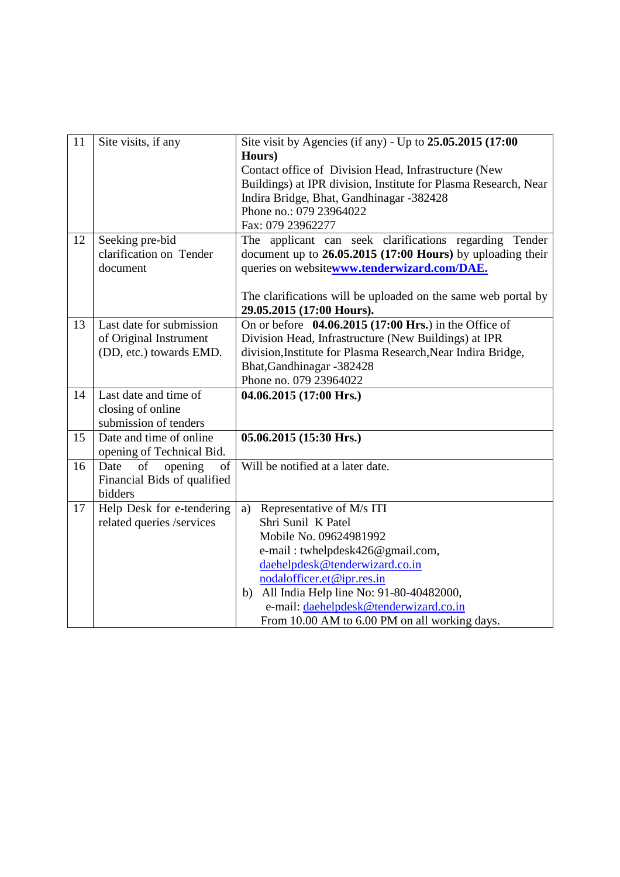| 11 | Site visits, if any | Site visit by Agencies (if any) - Up to **25.05.2015 (17:00 Hours)**<br>Contact office of Division Head, Infrastructure (New Buildings) at IPR division, Institute for Plasma Research, Near Indira Bridge, Bhat, Gandhinagar -382428<br>Phone no.: 079 23964022<br>Fax: 079 23962277 |
|---|---|---|
| 12 | Seeking pre-bid clarification on Tender document | The applicant can seek clarifications regarding Tender document up to **26.05.2015 (17:00 Hours)** by uploading their queries on website**www.tenderwizard.com/DAE.**<br><br>The clarifications will be uploaded on the same web portal by **29.05.2015 (17:00 Hours).** |
| 13 | Last date for submission of Original Instrument (DD, etc.) towards EMD. | On or before **04.06.2015 (17:00 Hrs.**) in the Office of Division Head, Infrastructure (New Buildings) at IPR division,Institute for Plasma Research,Near Indira Bridge, Bhat,Gandhinagar -382428<br>Phone no. 079 23964022 |
| 14 | Last date and time of closing of online submission of tenders | **04.06.2015 (17:00 Hrs.)** |
| 15 | Date and time of online opening of Technical Bid. | **05.06.2015 (15:30 Hrs.)** |
| 16 | Date of opening of Financial Bids of qualified bidders | Will be notified at a later date. |
| 17 | Help Desk for e-tendering related queries /services | a) Representative of M/s ITI<br>Shri Sunil K Patel<br>Mobile No. 09624981992<br>e-mail : twhelpdesk426@gmail.com,<br>daehelpdesk@tenderwizard.co.in<br>nodalofficer.et@ipr.res.in<br>b) All India Help line No: 91-80-40482000,<br>e-mail: daehelpdesk@tenderwizard.co.in<br>From 10.00 AM to 6.00 PM on all working days. |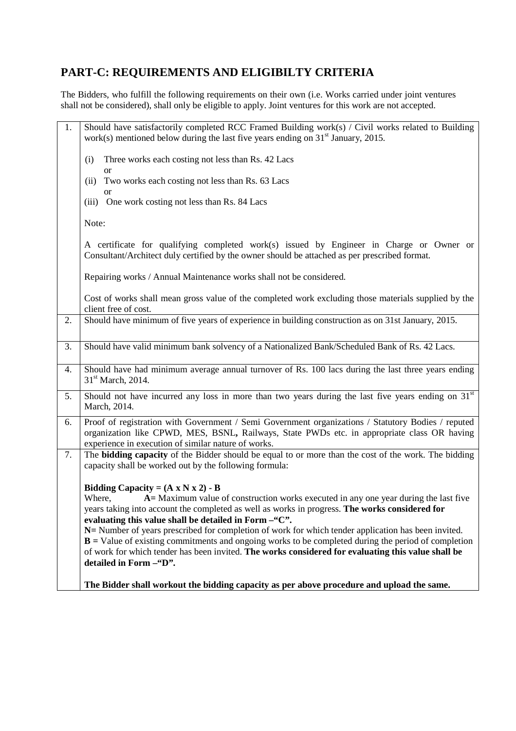## PART-C: REQUIREMENTS AND ELIGIBILTY CRITERIA

The Bidders, who fulfill the following requirements on their own (i.e. Works carried under joint ventures shall not be considered), shall only be eligible to apply. Joint ventures for this work are not accepted.

| | |
|---|---|
| 1. | Should have satisfactorily completed RCC Framed Building work(s) / Civil works related to Building work(s) mentioned below during the last five years ending on 31st January, 2015.<br><br>(i) Three works each costing not less than Rs. 42 Lacs<br>or<br>(ii) Two works each costing not less than Rs. 63 Lacs<br>or<br>(iii) One work costing not less than Rs. 84 Lacs<br><br>Note:<br><br>A certificate for qualifying completed work(s) issued by Engineer in Charge or Owner or Consultant/Architect duly certified by the owner should be attached as per prescribed format.<br><br>Repairing works / Annual Maintenance works shall not be considered.<br><br>Cost of works shall mean gross value of the completed work excluding those materials supplied by the client free of cost. |
| 2. | Should have minimum of five years of experience in building construction as on 31st January, 2015. |
| 3. | Should have valid minimum bank solvency of a Nationalized Bank/Scheduled Bank of Rs. 42 Lacs. |
| 4. | Should have had minimum average annual turnover of Rs. 100 lacs during the last three years ending 31st March, 2014. |
| 5. | Should not have incurred any loss in more than two years during the last five years ending on 31st March, 2014. |
| 6. | Proof of registration with Government / Semi Government organizations / Statutory Bodies / reputed organization like CPWD, MES, BSNL, Railways, State PWDs etc. in appropriate class OR having experience in execution of similar nature of works. |
| 7. | The **bidding capacity** of the Bidder should be equal to or more than the cost of the work. The bidding capacity shall be worked out by the following formula:<br><br>**Bidding Capacity = (A x N x 2) - B**<br>Where, **A=** Maximum value of construction works executed in any one year during the last five years taking into account the completed as well as works in progress. **The works considered for evaluating this value shall be detailed in Form –"C".**<br>**N=** Number of years prescribed for completion of work for which tender application has been invited.<br>**B =** Value of existing commitments and ongoing works to be completed during the period of completion of work for which tender has been invited. **The works considered for evaluating this value shall be detailed in Form –"D".**<br><br>**The Bidder shall workout the bidding capacity as per above procedure and upload the same.** |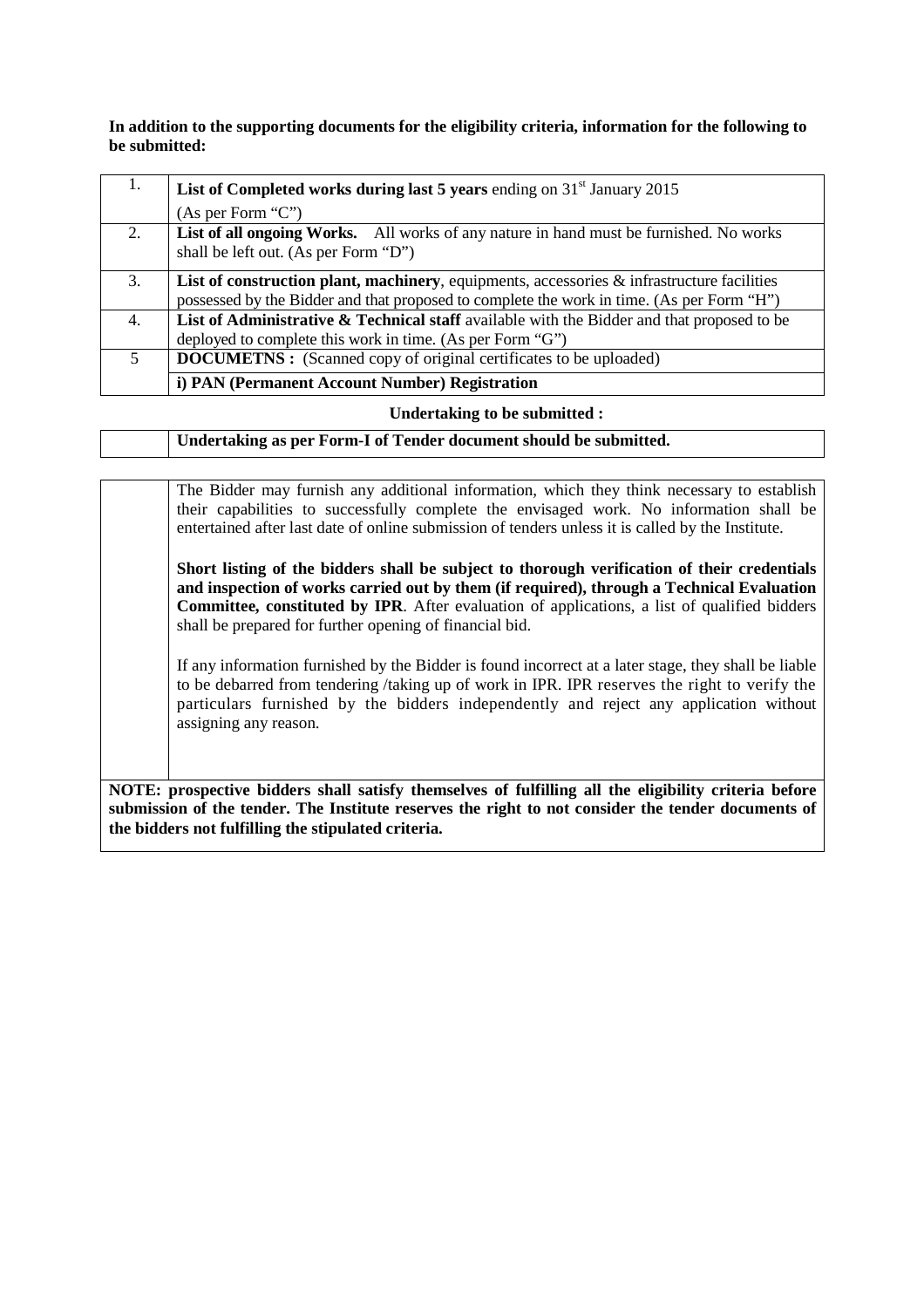**In addition to the supporting documents for the eligibility criteria, information for the following to be submitted:**

| | |
|---|---|
| 1. | **List of Completed works during last 5 years** ending on 31st January 2015 (As per Form "C") |
| 2. | **List of all ongoing Works.** All works of any nature in hand must be furnished. No works shall be left out. (As per Form "D") |
| 3. | **List of construction plant, machinery**, equipments, accessories & infrastructure facilities possessed by the Bidder and that proposed to complete the work in time. (As per Form "H") |
| 4. | **List of Administrative & Technical staff** available with the Bidder and that proposed to be deployed to complete this work in time. (As per Form "G") |
| 5 | **DOCUMETNS :** (Scanned copy of original certificates to be uploaded) |
| | **i) PAN (Permanent Account Number) Registration** |

**Undertaking to be submitted :**

| | |
|---|---|
| | **Undertaking as per Form-I of Tender document should be submitted.** |

The Bidder may furnish any additional information, which they think necessary to establish their capabilities to successfully complete the envisaged work. No information shall be entertained after last date of online submission of tenders unless it is called by the Institute.

**Short listing of the bidders shall be subject to thorough verification of their credentials and inspection of works carried out by them (if required), through a Technical Evaluation Committee, constituted by IPR**. After evaluation of applications, a list of qualified bidders shall be prepared for further opening of financial bid.

If any information furnished by the Bidder is found incorrect at a later stage, they shall be liable to be debarred from tendering /taking up of work in IPR. IPR reserves the right to verify the particulars furnished by the bidders independently and reject any application without assigning any reason.

**NOTE: prospective bidders shall satisfy themselves of fulfilling all the eligibility criteria before submission of the tender. The Institute reserves the right to not consider the tender documents of the bidders not fulfilling the stipulated criteria.**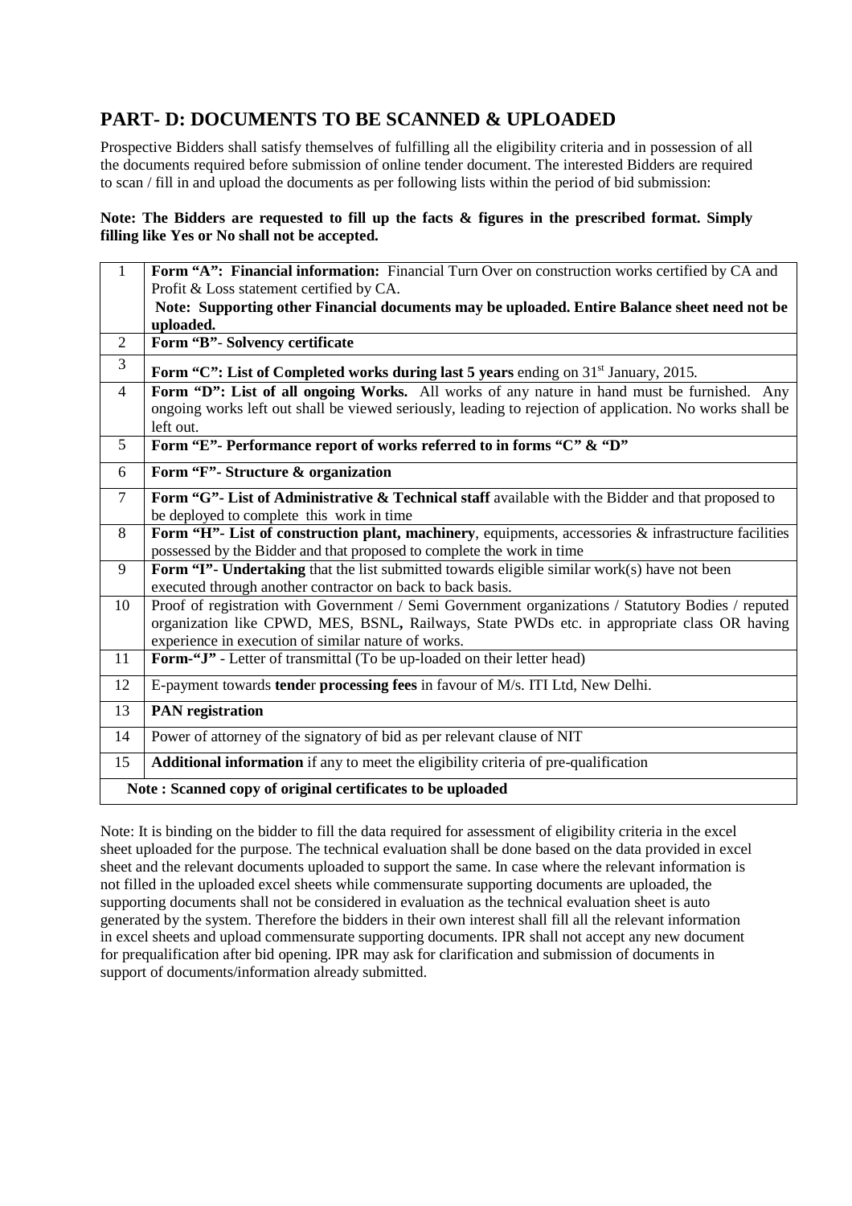## PART- D: DOCUMENTS TO BE SCANNED & UPLOADED

Prospective Bidders shall satisfy themselves of fulfilling all the eligibility criteria and in possession of all the documents required before submission of online tender document. The interested Bidders are required to scan / fill in and upload the documents as per following lists within the period of bid submission:

**Note: The Bidders are requested to fill up the facts & figures in the prescribed format. Simply filling like Yes or No shall not be accepted.**

| | |
|---|---|
| 1 | **Form "A": Financial information:** Financial Turn Over on construction works certified by CA and Profit & Loss statement certified by CA.<br>**Note: Supporting other Financial documents may be uploaded. Entire Balance sheet need not be uploaded.** |
| 2 | **Form "B"- Solvency certificate** |
| 3 | **Form "C": List of Completed works during last 5 years** ending on 31st January, 2015. |
| 4 | **Form "D": List of all ongoing Works.** All works of any nature in hand must be furnished. Any ongoing works left out shall be viewed seriously, leading to rejection of application. No works shall be left out. |
| 5 | **Form "E"- Performance report of works referred to in forms "C" & "D"** |
| 6 | **Form "F"- Structure & organization** |
| 7 | **Form "G"- List of Administrative & Technical staff** available with the Bidder and that proposed to be deployed to complete this work in time |
| 8 | **Form "H"- List of construction plant, machinery**, equipments, accessories & infrastructure facilities possessed by the Bidder and that proposed to complete the work in time |
| 9 | **Form "I"- Undertaking** that the list submitted towards eligible similar work(s) have not been executed through another contractor on back to back basis. |
| 10 | Proof of registration with Government / Semi Government organizations / Statutory Bodies / reputed organization like CPWD, MES, BSNL, Railways, State PWDs etc. in appropriate class OR having experience in execution of similar nature of works. |
| 11 | **Form-"J"** - Letter of transmittal (To be up-loaded on their letter head) |
| 12 | E-payment towards **tender processing fees** in favour of M/s. ITI Ltd, New Delhi. |
| 13 | **PAN registration** |
| 14 | Power of attorney of the signatory of bid as per relevant clause of NIT |
| 15 | **Additional information** if any to meet the eligibility criteria of pre-qualification |
| **Note : Scanned copy of original certificates to be uploaded** | |

Note: It is binding on the bidder to fill the data required for assessment of eligibility criteria in the excel sheet uploaded for the purpose. The technical evaluation shall be done based on the data provided in excel sheet and the relevant documents uploaded to support the same. In case where the relevant information is not filled in the uploaded excel sheets while commensurate supporting documents are uploaded, the supporting documents shall not be considered in evaluation as the technical evaluation sheet is auto generated by the system. Therefore the bidders in their own interest shall fill all the relevant information in excel sheets and upload commensurate supporting documents. IPR shall not accept any new document for prequalification after bid opening. IPR may ask for clarification and submission of documents in support of documents/information already submitted.